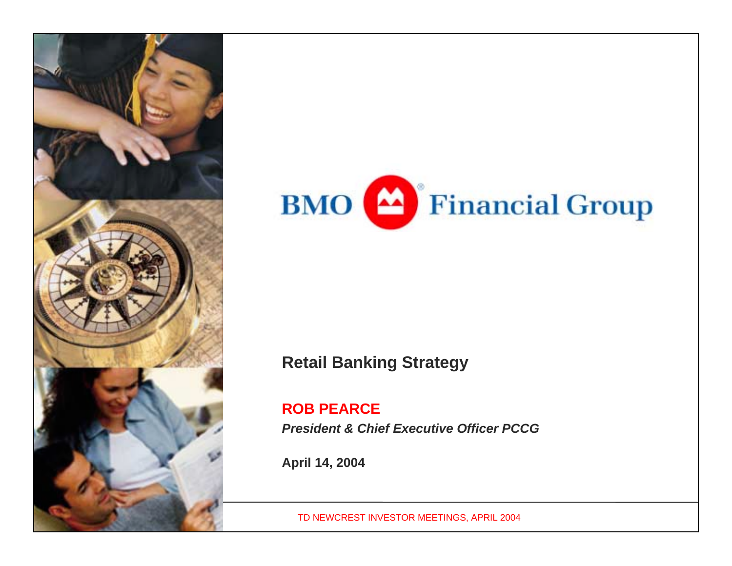BMO Financial Group

# Retail Banking Strategy

**ROB PEARCE**

***President & Chief Executive Officer PCCG***

**April 14, 2004**

TD NEWCREST INVESTOR MEETINGS, APRIL 2004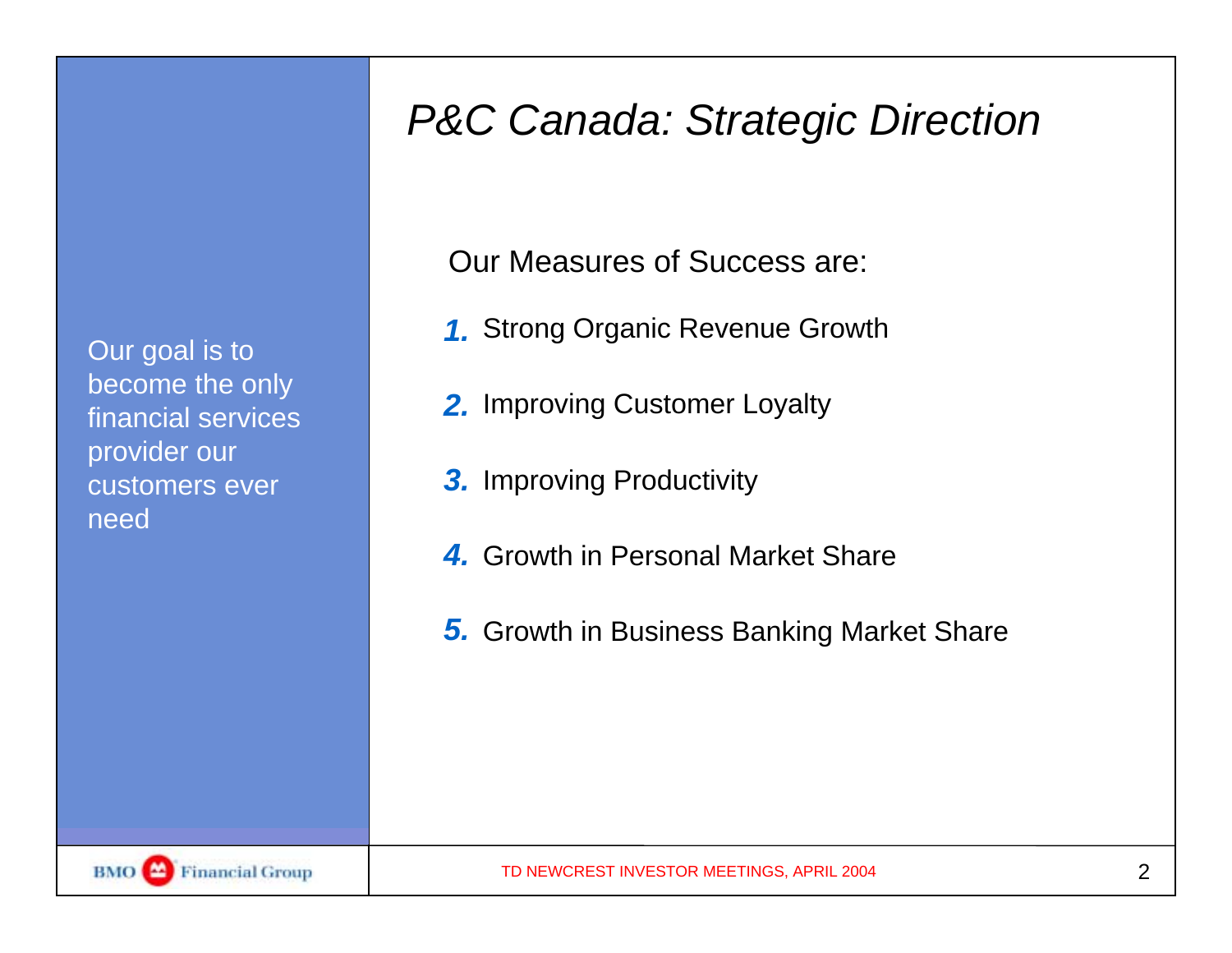# *P&C Canada: Strategic Direction*

Our goal is to become the only financial services provider our customers ever need

Our Measures of Success are:

1. Strong Organic Revenue Growth
2. Improving Customer Loyalty
3. Improving Productivity
4. Growth in Personal Market Share
5. Growth in Business Banking Market Share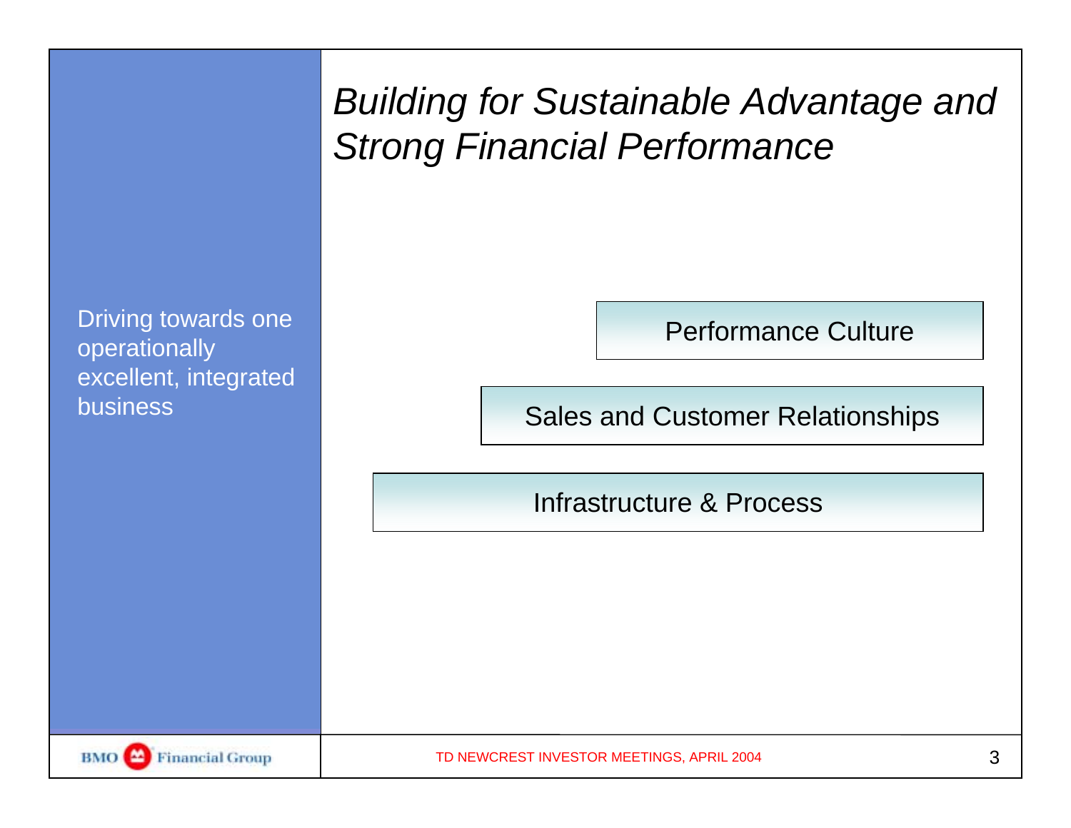# *Building for Sustainable Advantage and Strong Financial Performance*

Driving towards one operationally excellent, integrated business

- Performance Culture
- Sales and Customer Relationships
- Infrastructure & Process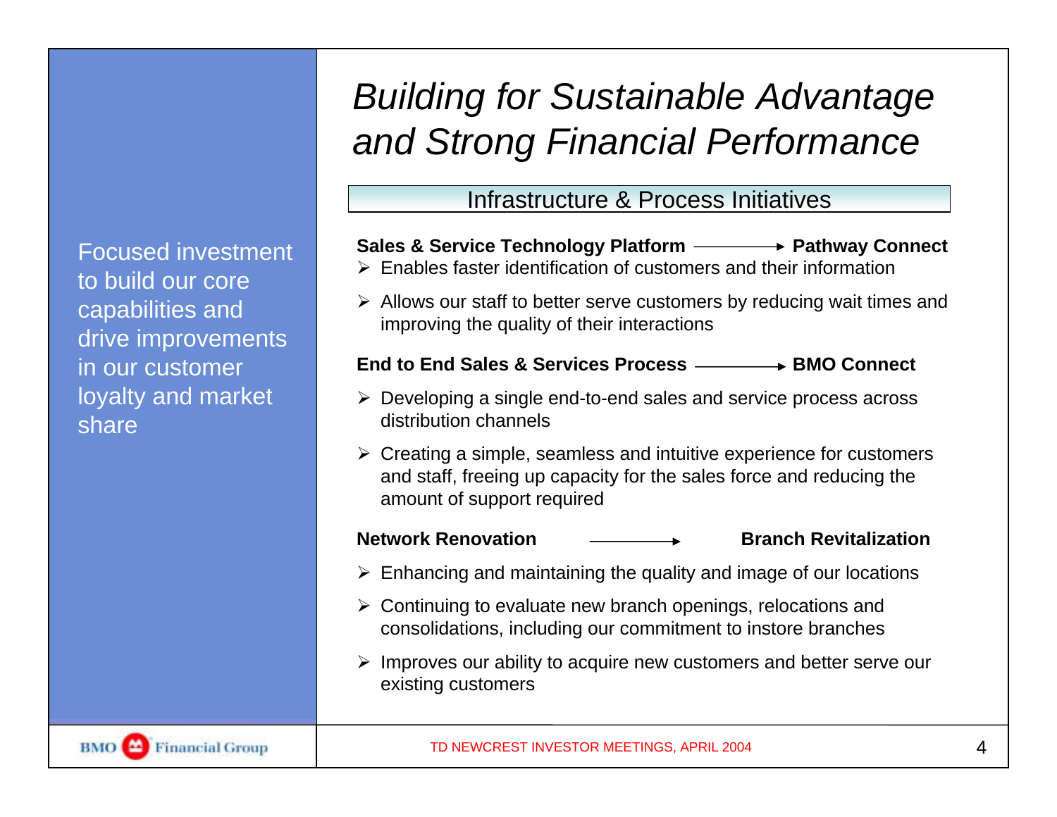# *Building for Sustainable Advantage and Strong Financial Performance*

Focused investment to build our core capabilities and drive improvements in our customer loyalty and market share

## Infrastructure & Process Initiatives

**Sales & Service Technology Platform → Pathway Connect**

- Enables faster identification of customers and their information
- Allows our staff to better serve customers by reducing wait times and improving the quality of their interactions

**End to End Sales & Services Process → BMO Connect**

- Developing a single end-to-end sales and service process across distribution channels
- Creating a simple, seamless and intuitive experience for customers and staff, freeing up capacity for the sales force and reducing the amount of support required

**Network Renovation → Branch Revitalization**

- Enhancing and maintaining the quality and image of our locations
- Continuing to evaluate new branch openings, relocations and consolidations, including our commitment to instore branches
- Improves our ability to acquire new customers and better serve our existing customers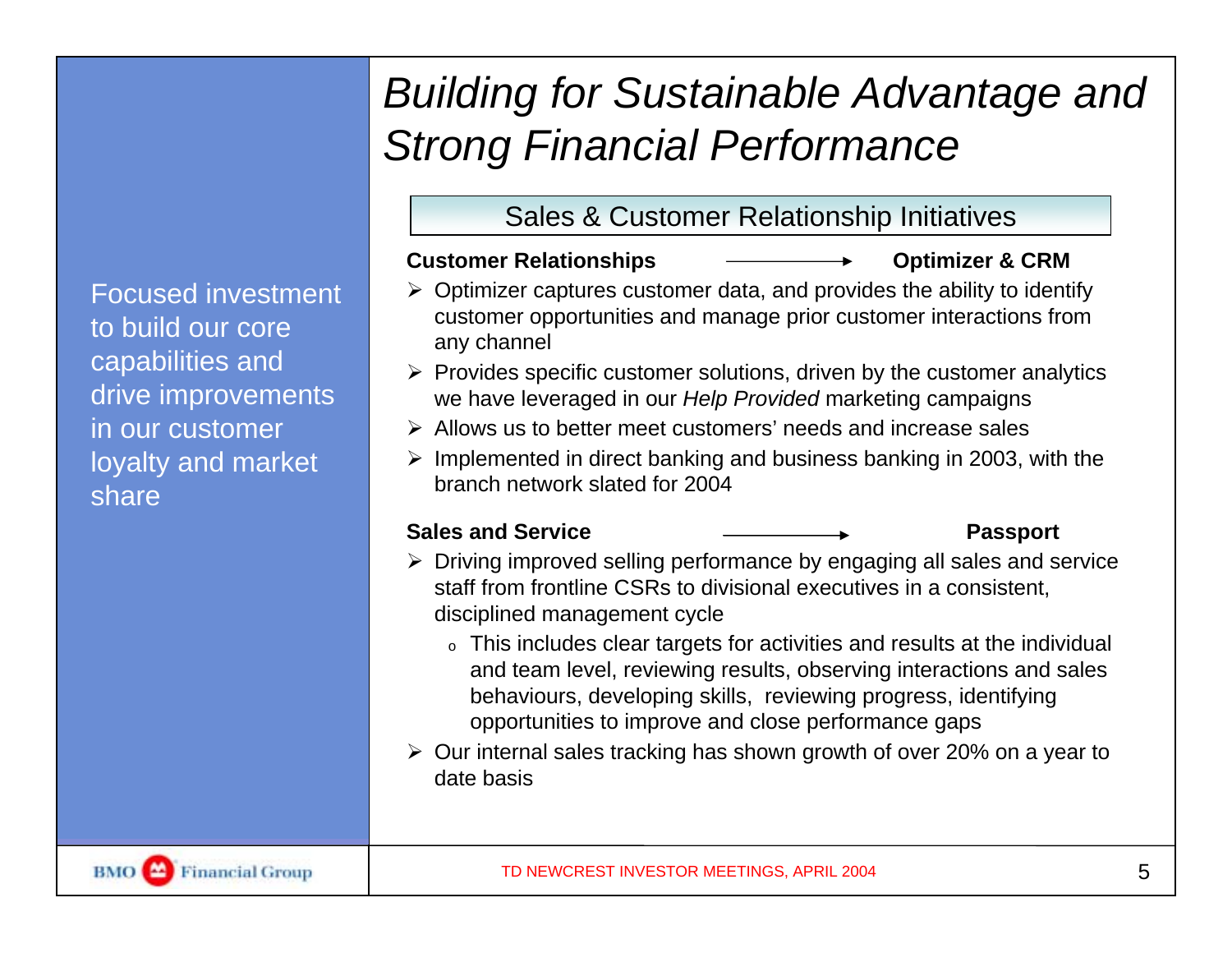# Building for Sustainable Advantage and Strong Financial Performance

Focused investment to build our core capabilities and drive improvements in our customer loyalty and market share

## Sales & Customer Relationship Initiatives

**Customer Relationships** → **Optimizer & CRM**

- Optimizer captures customer data, and provides the ability to identify customer opportunities and manage prior customer interactions from any channel
- Provides specific customer solutions, driven by the customer analytics we have leveraged in our *Help Provided* marketing campaigns
- Allows us to better meet customers' needs and increase sales
- Implemented in direct banking and business banking in 2003, with the branch network slated for 2004

**Sales and Service** → **Passport**

- Driving improved selling performance by engaging all sales and service staff from frontline CSRs to divisional executives in a consistent, disciplined management cycle
  - This includes clear targets for activities and results at the individual and team level, reviewing results, observing interactions and sales behaviours, developing skills, reviewing progress, identifying opportunities to improve and close performance gaps
- Our internal sales tracking has shown growth of over 20% on a year to date basis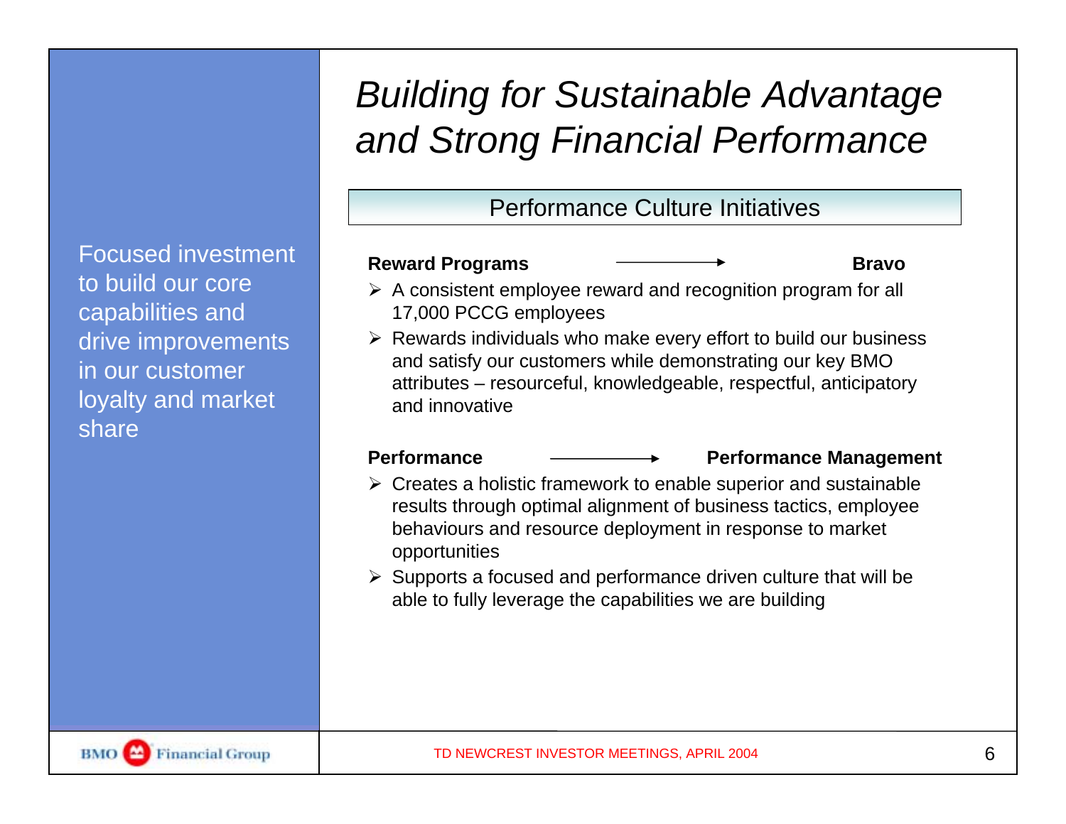# *Building for Sustainable Advantage and Strong Financial Performance*

Focused investment to build our core capabilities and drive improvements in our customer loyalty and market share

## Performance Culture Initiatives

**Reward Programs** → **Bravo**

- A consistent employee reward and recognition program for all 17,000 PCCG employees
- Rewards individuals who make every effort to build our business and satisfy our customers while demonstrating our key BMO attributes – resourceful, knowledgeable, respectful, anticipatory and innovative

**Performance** → **Performance Management**

- Creates a holistic framework to enable superior and sustainable results through optimal alignment of business tactics, employee behaviours and resource deployment in response to market opportunities
- Supports a focused and performance driven culture that will be able to fully leverage the capabilities we are building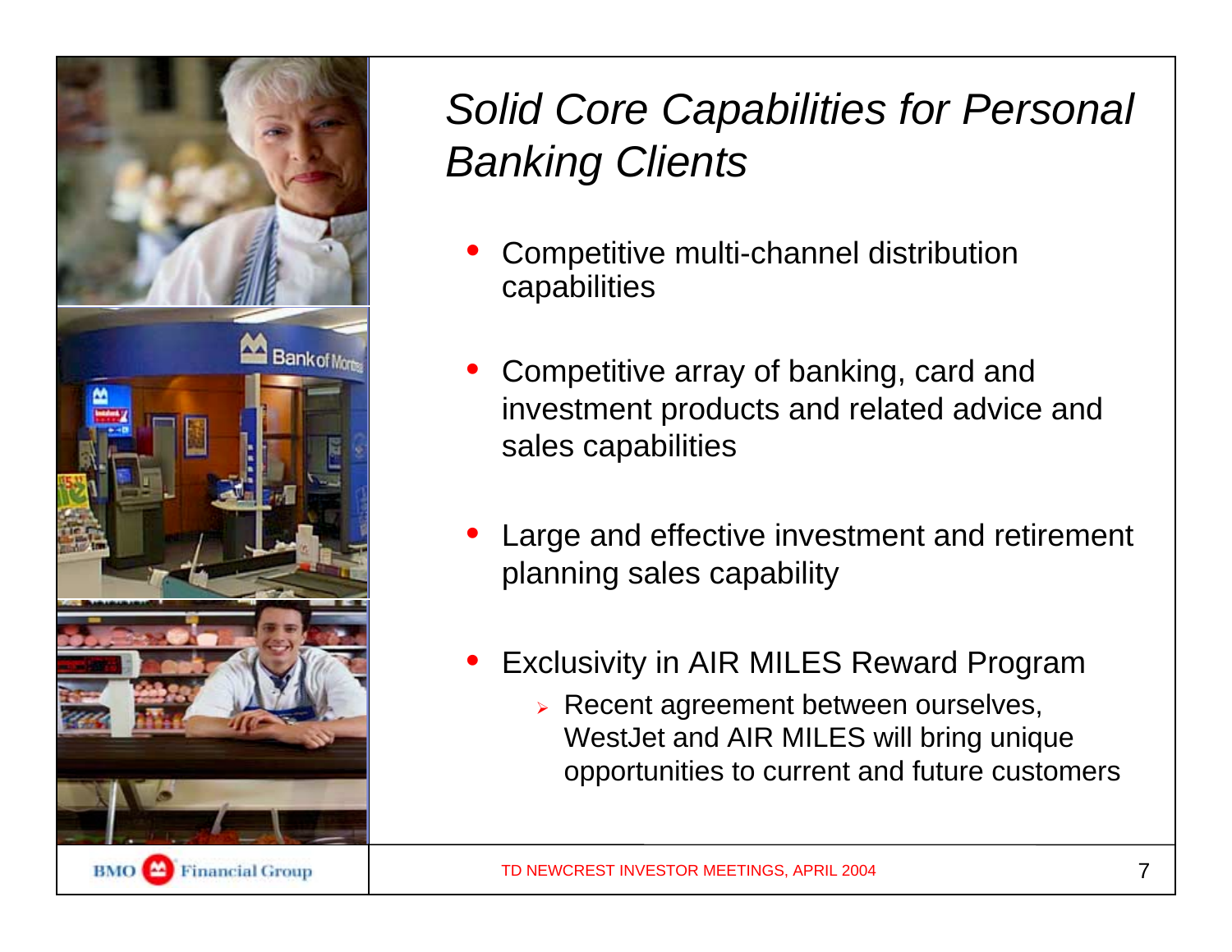# *Solid Core Capabilities for Personal Banking Clients*

- Competitive multi-channel distribution capabilities
- Competitive array of banking, card and investment products and related advice and sales capabilities
- Large and effective investment and retirement planning sales capability
- Exclusivity in AIR MILES Reward Program
  - Recent agreement between ourselves, WestJet and AIR MILES will bring unique opportunities to current and future customers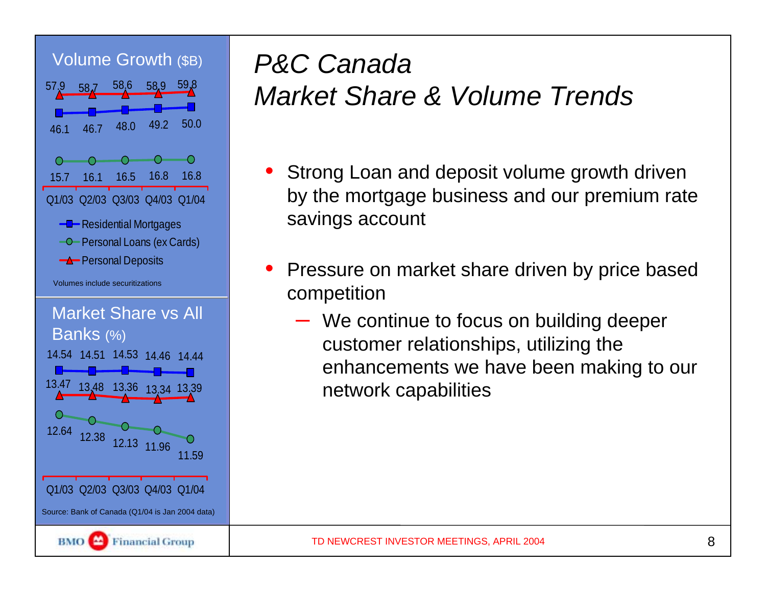# *P&C Canada*
# *Market Share & Volume Trends*

## Volume Growth ($B)

| | Q1/03 | Q2/03 | Q3/03 | Q4/03 | Q1/04 |
|---|---|---|---|---|---|
| Personal Deposits | 57.9 | 58.7 | 58.6 | 58.9 | 59.8 |
| Residential Mortgages | 46.1 | 46.7 | 48.0 | 49.2 | 50.0 |
| Personal Loans (ex Cards) | 15.7 | 16.1 | 16.5 | 16.8 | 16.8 |

Volumes include securitizations

## Market Share vs All Banks (%)

| | Q1/03 | Q2/03 | Q3/03 | Q4/03 | Q1/04 |
|---|---|---|---|---|---|
| Residential Mortgages | 14.54 | 14.51 | 14.53 | 14.46 | 14.44 |
| Personal Deposits | 13.47 | 13.48 | 13.36 | 13.34 | 13.39 |
| Personal Loans (ex Cards) | 12.64 | 12.38 | 12.13 | 11.96 | 11.59 |

Source: Bank of Canada (Q1/04 is Jan 2004 data)

- Strong Loan and deposit volume growth driven by the mortgage business and our premium rate savings account
- Pressure on market share driven by price based competition
  - We continue to focus on building deeper customer relationships, utilizing the enhancements we have been making to our network capabilities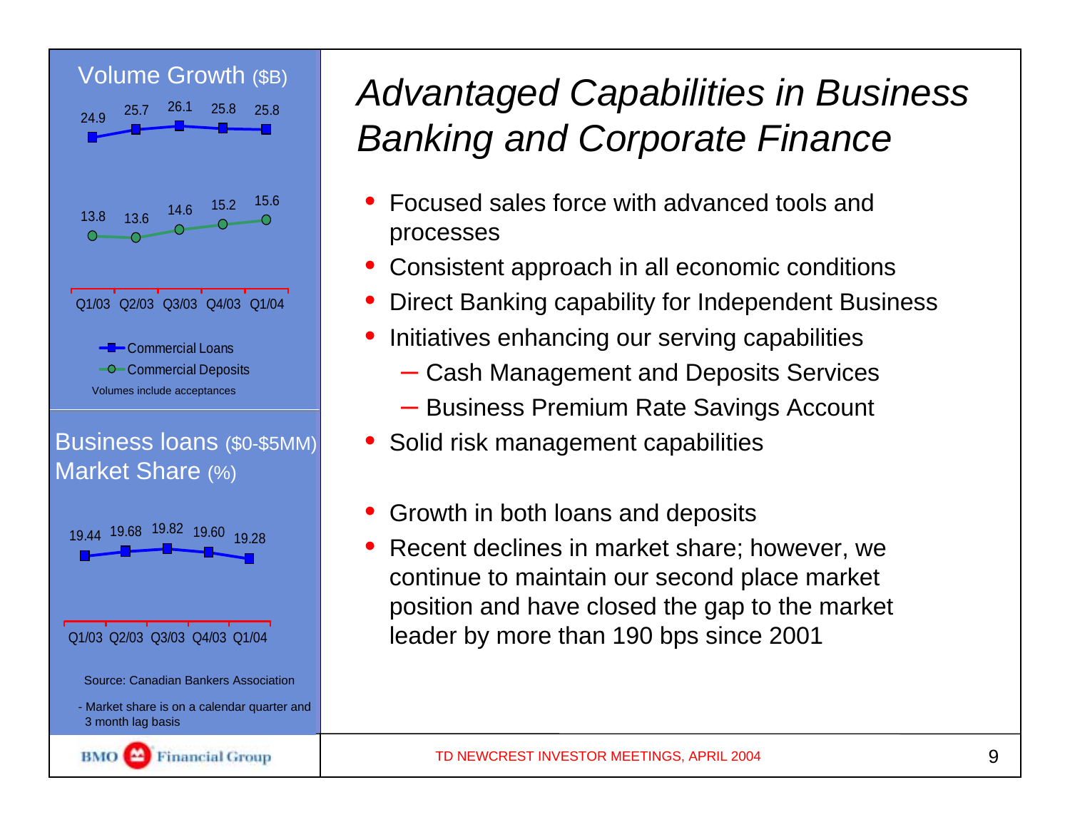# *Advantaged Capabilities in Business Banking and Corporate Finance*

## Volume Growth ($B)

| | Q1/03 | Q2/03 | Q3/03 | Q4/03 | Q1/04 |
|---|---|---|---|---|---|
| Commercial Loans | 24.9 | 25.7 | 26.1 | 25.8 | 25.8 |
| Commercial Deposits | 13.8 | 13.6 | 14.6 | 15.2 | 15.6 |

Volumes include acceptances

## Business loans ($0-$5MM) Market Share (%)

| Q1/03 | Q2/03 | Q3/03 | Q4/03 | Q1/04 |
|---|---|---|---|---|
| 19.44 | 19.68 | 19.82 | 19.60 | 19.28 |

Source: Canadian Bankers Association

- Market share is on a calendar quarter and 3 month lag basis

- Focused sales force with advanced tools and processes
- Consistent approach in all economic conditions
- Direct Banking capability for Independent Business
- Initiatives enhancing our serving capabilities
  - Cash Management and Deposits Services
  - Business Premium Rate Savings Account
- Solid risk management capabilities

- Growth in both loans and deposits
- Recent declines in market share; however, we continue to maintain our second place market position and have closed the gap to the market leader by more than 190 bps since 2001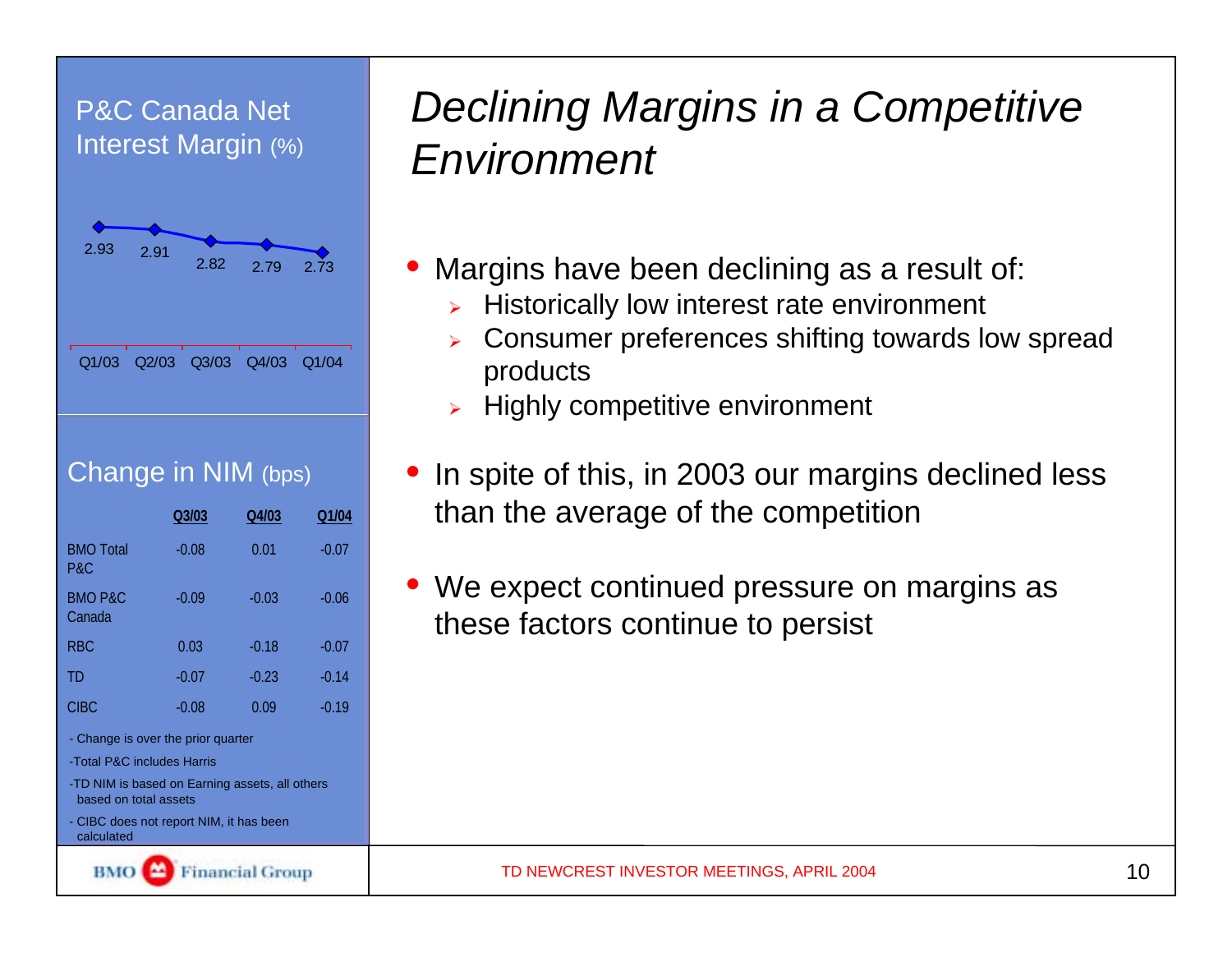# Declining Margins in a Competitive Environment

## P&C Canada Net Interest Margin (%)

| Q1/03 | Q2/03 | Q3/03 | Q4/03 | Q1/04 |
| --- | --- | --- | --- | --- |
| 2.93 | 2.91 | 2.82 | 2.79 | 2.73 |

## Change in NIM (bps)

| | Q3/03 | Q4/03 | Q1/04 |
| --- | --- | --- | --- |
| BMO Total P&C | -0.08 | 0.01 | -0.07 |
| BMO P&C Canada | -0.09 | -0.03 | -0.06 |
| RBC | 0.03 | -0.18 | -0.07 |
| TD | -0.07 | -0.23 | -0.14 |
| CIBC | -0.08 | 0.09 | -0.19 |

- Change is over the prior quarter
- Total P&C includes Harris
- TD NIM is based on Earning assets, all others based on total assets
- CIBC does not report NIM, it has been calculated

---

- Margins have been declining as a result of:
  - Historically low interest rate environment
  - Consumer preferences shifting towards low spread products
  - Highly competitive environment
- In spite of this, in 2003 our margins declined less than the average of the competition
- We expect continued pressure on margins as these factors continue to persist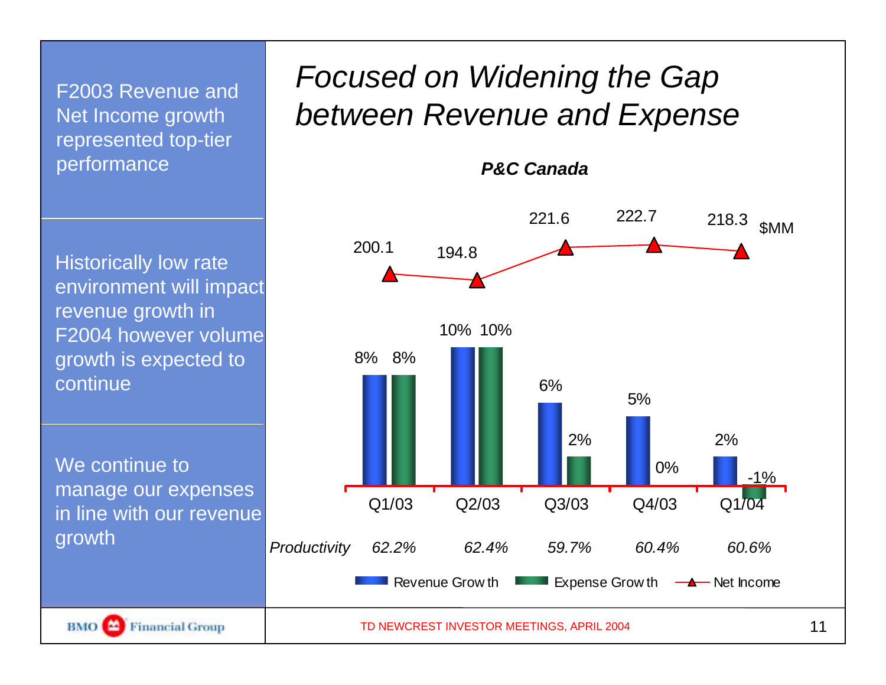F2003 Revenue and Net Income growth represented top-tier performance

Historically low rate environment will impact revenue growth in F2004 however volume growth is expected to continue

We continue to manage our expenses in line with our revenue growth

# *Focused on Widening the Gap between Revenue and Expense*

***P&C Canada***

| | Q1/03 | Q2/03 | Q3/03 | Q4/03 | Q1/04 |
|---|---|---|---|---|---|
| Revenue Growth | 8% | 10% | 6% | 5% | 2% |
| Expense Growth | 8% | 10% | 2% | 0% | -1% |
| Net Income ($MM) | 200.1 | 194.8 | 221.6 | 222.7 | 218.3 |
| *Productivity* | *62.2%* | *62.4%* | *59.7%* | *60.4%* | *60.6%* |

TD NEWCREST INVESTOR MEETINGS, APRIL 2004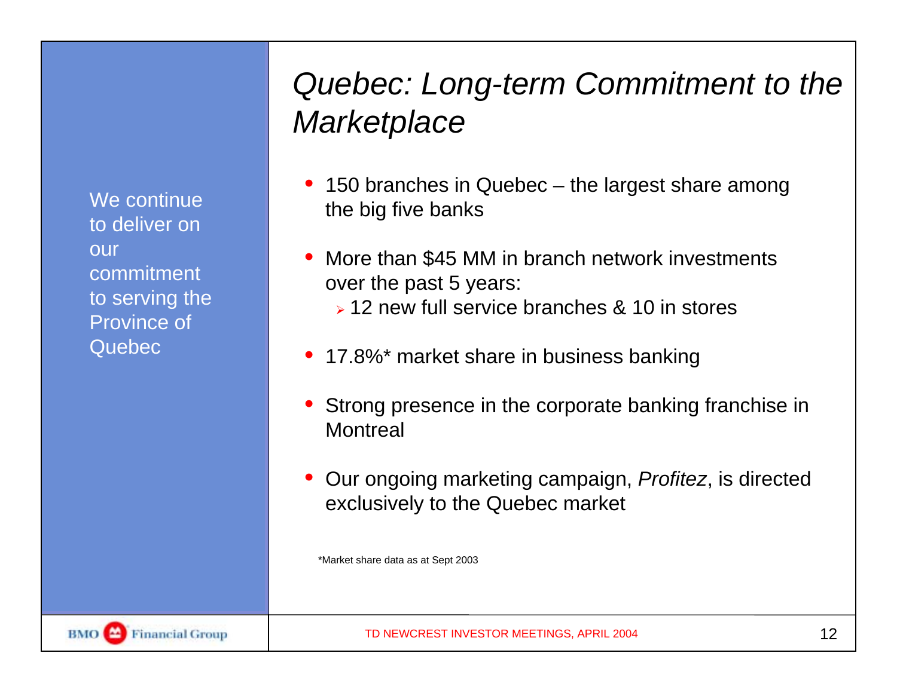# *Quebec: Long-term Commitment to the Marketplace*

We continue to deliver on our commitment to serving the Province of Quebec

- 150 branches in Quebec – the largest share among the big five banks
- More than $45 MM in branch network investments over the past 5 years:
  - 12 new full service branches & 10 in stores
- 17.8%* market share in business banking
- Strong presence in the corporate banking franchise in Montreal
- Our ongoing marketing campaign, *Profitez*, is directed exclusively to the Quebec market

*Market share data as at Sept 2003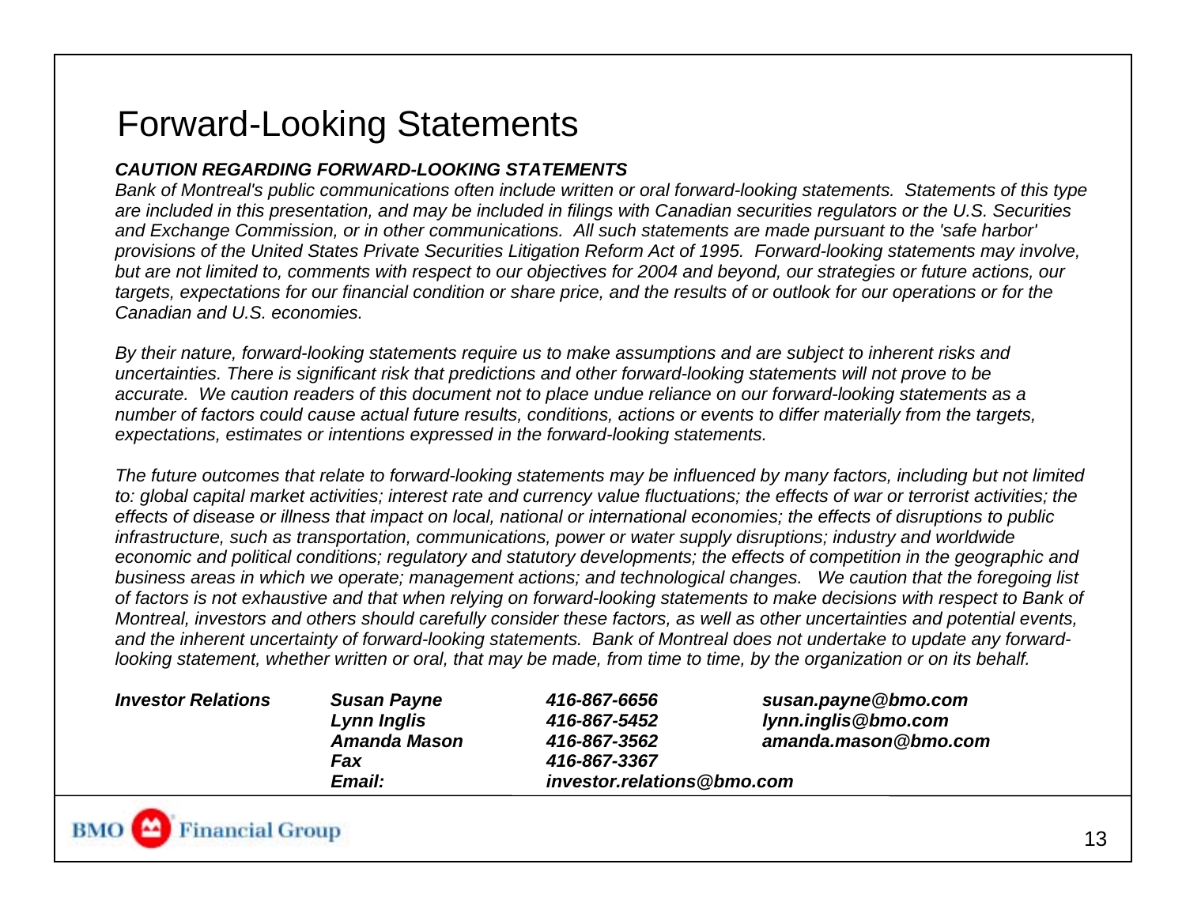# Forward-Looking Statements

***CAUTION REGARDING FORWARD-LOOKING STATEMENTS***

*Bank of Montreal's public communications often include written or oral forward-looking statements. Statements of this type are included in this presentation, and may be included in filings with Canadian securities regulators or the U.S. Securities and Exchange Commission, or in other communications. All such statements are made pursuant to the 'safe harbor' provisions of the United States Private Securities Litigation Reform Act of 1995. Forward-looking statements may involve, but are not limited to, comments with respect to our objectives for 2004 and beyond, our strategies or future actions, our targets, expectations for our financial condition or share price, and the results of or outlook for our operations or for the Canadian and U.S. economies.*

*By their nature, forward-looking statements require us to make assumptions and are subject to inherent risks and uncertainties. There is significant risk that predictions and other forward-looking statements will not prove to be accurate. We caution readers of this document not to place undue reliance on our forward-looking statements as a number of factors could cause actual future results, conditions, actions or events to differ materially from the targets, expectations, estimates or intentions expressed in the forward-looking statements.*

*The future outcomes that relate to forward-looking statements may be influenced by many factors, including but not limited to: global capital market activities; interest rate and currency value fluctuations; the effects of war or terrorist activities; the effects of disease or illness that impact on local, national or international economies; the effects of disruptions to public infrastructure, such as transportation, communications, power or water supply disruptions; industry and worldwide economic and political conditions; regulatory and statutory developments; the effects of competition in the geographic and business areas in which we operate; management actions; and technological changes. We caution that the foregoing list of factors is not exhaustive and that when relying on forward-looking statements to make decisions with respect to Bank of Montreal, investors and others should carefully consider these factors, as well as other uncertainties and potential events, and the inherent uncertainty of forward-looking statements. Bank of Montreal does not undertake to update any forward-looking statement, whether written or oral, that may be made, from time to time, by the organization or on its behalf.*

| | | | |
|---|---|---|---|
| ***Investor Relations*** | ***Susan Payne*** | ***416-867-6656*** | ***susan.payne@bmo.com*** |
| | ***Lynn Inglis*** | ***416-867-5452*** | ***lynn.inglis@bmo.com*** |
| | ***Amanda Mason*** | ***416-867-3562*** | ***amanda.mason@bmo.com*** |
| | ***Fax*** | ***416-867-3367*** | |
| | ***Email:*** | ***investor.relations@bmo.com*** | |

BMO Financial Group